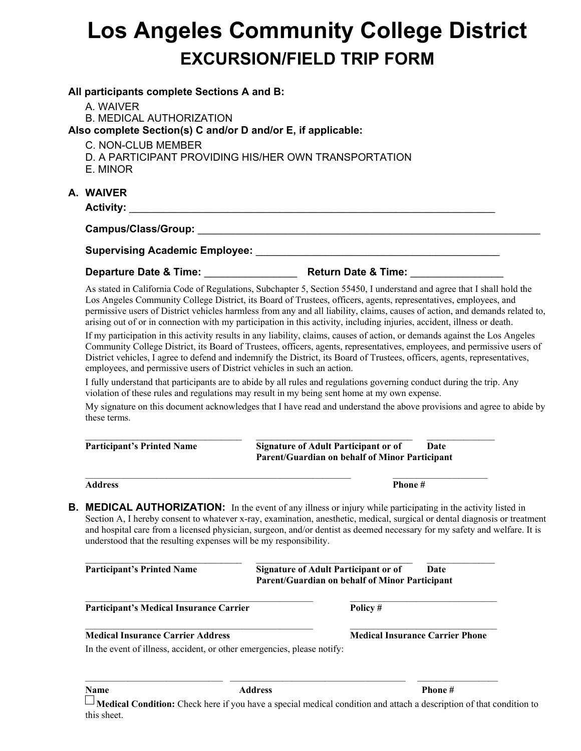# Los Angeles Community College District

## EXCURSION/FIELD TRIP FORM

**All participants complete Sections A and B:**

A. WAIVER
B. MEDICAL AUTHORIZATION

**Also complete Section(s) C and/or D and/or E, if applicable:**

C. NON-CLUB MEMBER
D. A PARTICIPANT PROVIDING HIS/HER OWN TRANSPORTATION
E. MINOR

### A. WAIVER

**Activity:** ___________________________________________________________________

**Campus/Class/Group:** ___________________________________________________________

**Supervising Academic Employee:** ____________________________________________

**Departure Date & Time:** ________________ **Return Date & Time:** ________________

As stated in California Code of Regulations, Subchapter 5, Section 55450, I understand and agree that I shall hold the Los Angeles Community College District, its Board of Trustees, officers, agents, representatives, employees, and permissive users of District vehicles harmless from any and all liability, claims, causes of action, and demands related to, arising out of or in connection with my participation in this activity, including injuries, accident, illness or death.

If my participation in this activity results in any liability, claims, causes of action, or demands against the Los Angeles Community College District, its Board of Trustees, officers, agents, representatives, employees, and permissive users of District vehicles, I agree to defend and indemnify the District, its Board of Trustees, officers, agents, representatives, employees, and permissive users of District vehicles in such an action.

I fully understand that participants are to abide by all rules and regulations governing conduct during the trip. Any violation of these rules and regulations may result in my being sent home at my own expense.

My signature on this document acknowledges that I have read and understand the above provisions and agree to abide by these terms.

________________________________ ________________________________ ______________
**Participant's Printed Name** **Signature of Adult Participant or of Parent/Guardian on behalf of Minor Participant** **Date**

________________________________________________________ ____________________
**Address** **Phone #**

### B. MEDICAL AUTHORIZATION:

In the event of any illness or injury while participating in the activity listed in Section A, I hereby consent to whatever x-ray, examination, anesthetic, medical, surgical or dental diagnosis or treatment and hospital care from a licensed physician, surgeon, and/or dentist as deemed necessary for my safety and welfare. It is understood that the resulting expenses will be my responsibility.

________________________________ ________________________________ ______________
**Participant's Printed Name** **Signature of Adult Participant or of Parent/Guardian on behalf of Minor Participant** **Date**

________________________________________________ ______________________________
**Participant's Medical Insurance Carrier** **Policy #**

________________________________________________ ______________________________
**Medical Insurance Carrier Address** **Medical Insurance Carrier Phone**

In the event of illness, accident, or other emergencies, please notify:

____________________________ ____________________________________ ________________
**Name** **Address** **Phone #**

☐ **Medical Condition:** Check here if you have a special medical condition and attach a description of that condition to this sheet.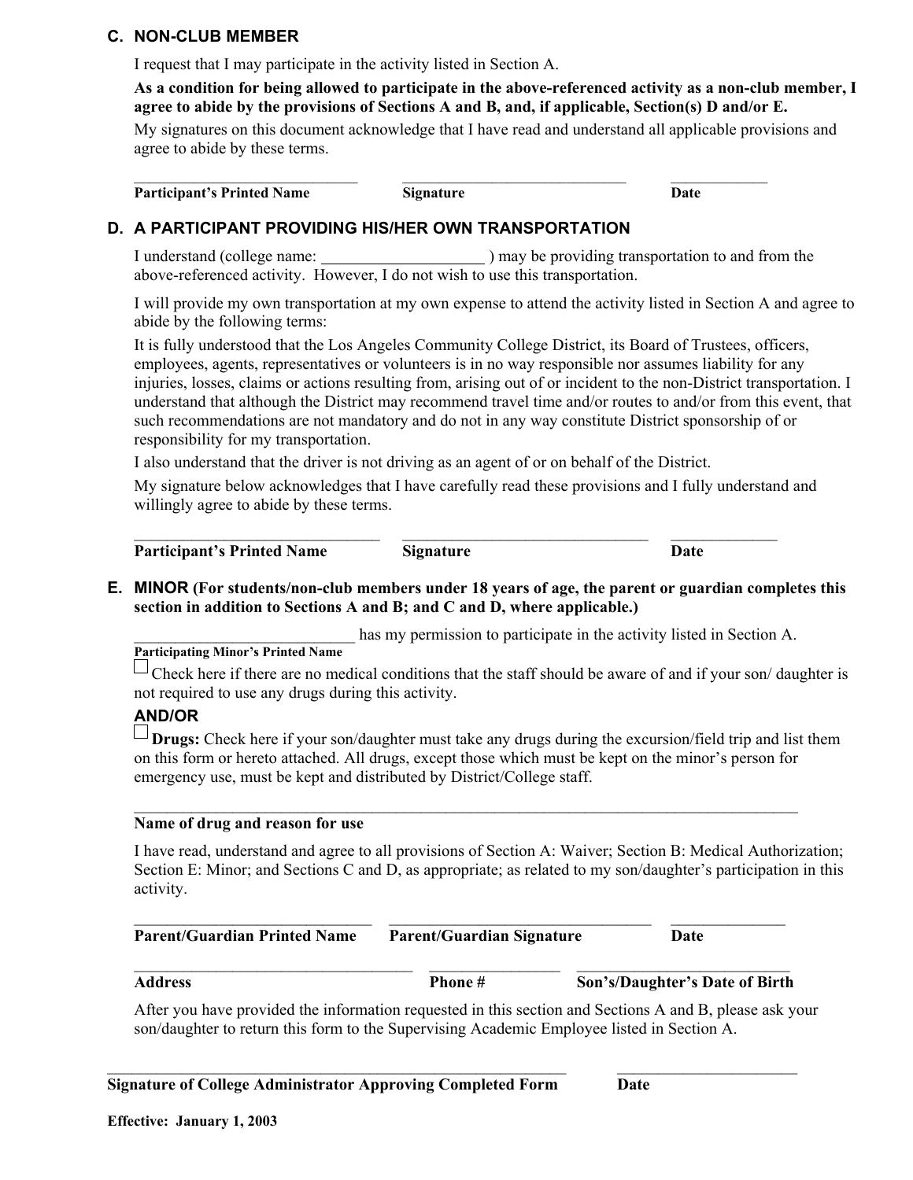## C. NON-CLUB MEMBER

I request that I may participate in the activity listed in Section A.

**As a condition for being allowed to participate in the above-referenced activity as a non-club member, I agree to abide by the provisions of Sections A and B, and, if applicable, Section(s) D and/or E.**

My signatures on this document acknowledge that I have read and understand all applicable provisions and agree to abide by these terms.

______________________________ ______________________________ _____________

**Participant's Printed Name** **Signature** **Date**

## D. A PARTICIPANT PROVIDING HIS/HER OWN TRANSPORTATION

I understand (college name: ____________________ ) may be providing transportation to and from the above-referenced activity. However, I do not wish to use this transportation.

I will provide my own transportation at my own expense to attend the activity listed in Section A and agree to abide by the following terms:

It is fully understood that the Los Angeles Community College District, its Board of Trustees, officers, employees, agents, representatives or volunteers is in no way responsible nor assumes liability for any injuries, losses, claims or actions resulting from, arising out of or incident to the non-District transportation. I understand that although the District may recommend travel time and/or routes to and/or from this event, that such recommendations are not mandatory and do not in any way constitute District sponsorship of or responsibility for my transportation.

I also understand that the driver is not driving as an agent of or on behalf of the District.

My signature below acknowledges that I have carefully read these provisions and I fully understand and willingly agree to abide by these terms.

______________________________ ______________________________ _____________

**Participant's Printed Name** **Signature** **Date**

## E. MINOR (For students/non-club members under 18 years of age, the parent or guardian completes this section in addition to Sections A and B; and C and D, where applicable.)

____________________________ has my permission to participate in the activity listed in Section A.

**Participating Minor's Printed Name**

☐ Check here if there are no medical conditions that the staff should be aware of and if your son/ daughter is not required to use any drugs during this activity.

**AND/OR**

☐ **Drugs:** Check here if your son/daughter must take any drugs during the excursion/field trip and list them on this form or hereto attached. All drugs, except those which must be kept on the minor's person for emergency use, must be kept and distributed by District/College staff.

______________________________________________________________________________________

**Name of drug and reason for use**

I have read, understand and agree to all provisions of Section A: Waiver; Section B: Medical Authorization; Section E: Minor; and Sections C and D, as appropriate; as related to my son/daughter's participation in this activity.

______________________________ ______________________________ _____________

**Parent/Guardian Printed Name** **Parent/Guardian Signature** **Date**

___________________________________ ________________ ___________________________

**Address** **Phone #** **Son's/Daughter's Date of Birth**

After you have provided the information requested in this section and Sections A and B, please ask your son/daughter to return this form to the Supervising Academic Employee listed in Section A.

___________________________________________________________ ______________________

**Signature of College Administrator Approving Completed Form** **Date**

**Effective: January 1, 2003**